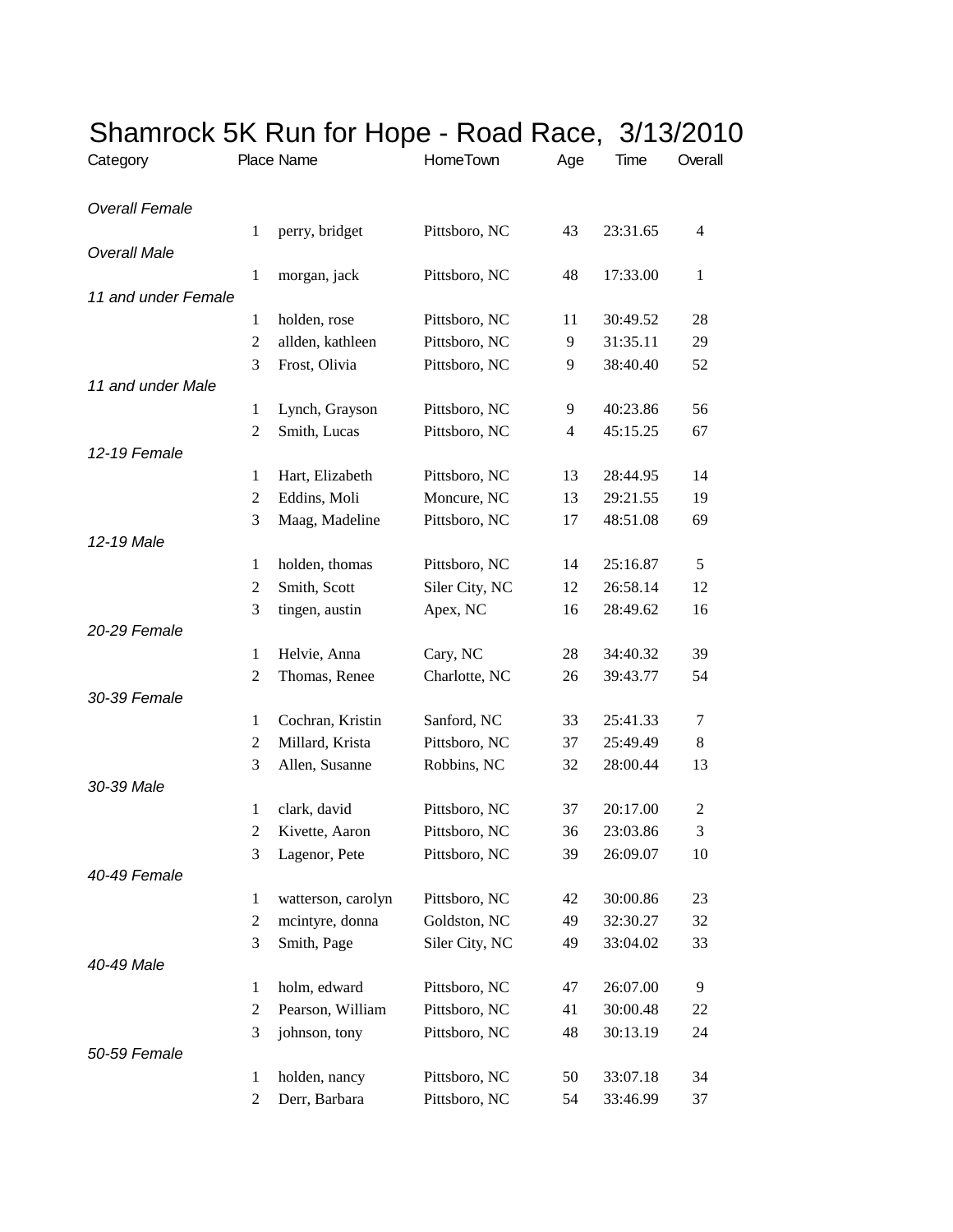# Shamrock 5K Run for Hope - Road Race, 3/13/2010

| Category | Place | Name | HomeTown | Age | Time | Overall |
|---|---|---|---|---|---|---|
| *Overall Female* | | | | | | |
| | 1 | perry, bridget | Pittsboro, NC | 43 | 23:31.65 | 4 |
| *Overall Male* | | | | | | |
| | 1 | morgan, jack | Pittsboro, NC | 48 | 17:33.00 | 1 |
| *11 and under Female* | | | | | | |
| | 1 | holden, rose | Pittsboro, NC | 11 | 30:49.52 | 28 |
| | 2 | allden, kathleen | Pittsboro, NC | 9 | 31:35.11 | 29 |
| | 3 | Frost, Olivia | Pittsboro, NC | 9 | 38:40.40 | 52 |
| *11 and under Male* | | | | | | |
| | 1 | Lynch, Grayson | Pittsboro, NC | 9 | 40:23.86 | 56 |
| | 2 | Smith, Lucas | Pittsboro, NC | 4 | 45:15.25 | 67 |
| *12-19 Female* | | | | | | |
| | 1 | Hart, Elizabeth | Pittsboro, NC | 13 | 28:44.95 | 14 |
| | 2 | Eddins, Moli | Moncure, NC | 13 | 29:21.55 | 19 |
| | 3 | Maag, Madeline | Pittsboro, NC | 17 | 48:51.08 | 69 |
| *12-19 Male* | | | | | | |
| | 1 | holden, thomas | Pittsboro, NC | 14 | 25:16.87 | 5 |
| | 2 | Smith, Scott | Siler City, NC | 12 | 26:58.14 | 12 |
| | 3 | tingen, austin | Apex, NC | 16 | 28:49.62 | 16 |
| *20-29 Female* | | | | | | |
| | 1 | Helvie, Anna | Cary, NC | 28 | 34:40.32 | 39 |
| | 2 | Thomas, Renee | Charlotte, NC | 26 | 39:43.77 | 54 |
| *30-39 Female* | | | | | | |
| | 1 | Cochran, Kristin | Sanford, NC | 33 | 25:41.33 | 7 |
| | 2 | Millard, Krista | Pittsboro, NC | 37 | 25:49.49 | 8 |
| | 3 | Allen, Susanne | Robbins, NC | 32 | 28:00.44 | 13 |
| *30-39 Male* | | | | | | |
| | 1 | clark, david | Pittsboro, NC | 37 | 20:17.00 | 2 |
| | 2 | Kivette, Aaron | Pittsboro, NC | 36 | 23:03.86 | 3 |
| | 3 | Lagenor, Pete | Pittsboro, NC | 39 | 26:09.07 | 10 |
| *40-49 Female* | | | | | | |
| | 1 | watterson, carolyn | Pittsboro, NC | 42 | 30:00.86 | 23 |
| | 2 | mcintyre, donna | Goldston, NC | 49 | 32:30.27 | 32 |
| | 3 | Smith, Page | Siler City, NC | 49 | 33:04.02 | 33 |
| *40-49 Male* | | | | | | |
| | 1 | holm, edward | Pittsboro, NC | 47 | 26:07.00 | 9 |
| | 2 | Pearson, William | Pittsboro, NC | 41 | 30:00.48 | 22 |
| | 3 | johnson, tony | Pittsboro, NC | 48 | 30:13.19 | 24 |
| *50-59 Female* | | | | | | |
| | 1 | holden, nancy | Pittsboro, NC | 50 | 33:07.18 | 34 |
| | 2 | Derr, Barbara | Pittsboro, NC | 54 | 33:46.99 | 37 |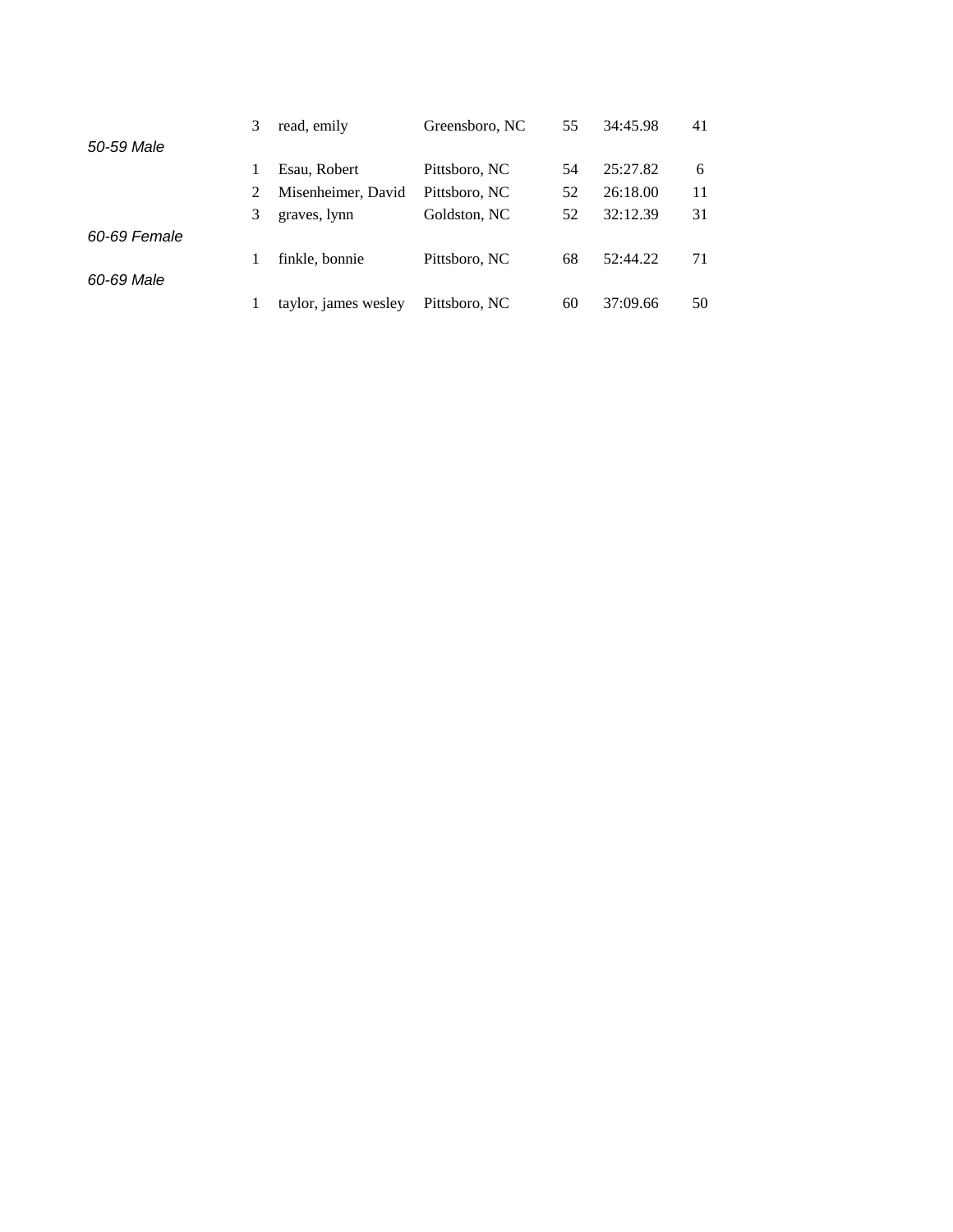| | | | | | | |
|---|---|---|---|---|---|---|
| | 3 | read, emily | Greensboro, NC | 55 | 34:45.98 | 41 |
| *50-59 Male* | | | | | | |
| | 1 | Esau, Robert | Pittsboro, NC | 54 | 25:27.82 | 6 |
| | 2 | Misenheimer, David | Pittsboro, NC | 52 | 26:18.00 | 11 |
| | 3 | graves, lynn | Goldston, NC | 52 | 32:12.39 | 31 |
| *60-69 Female* | | | | | | |
| | 1 | finkle, bonnie | Pittsboro, NC | 68 | 52:44.22 | 71 |
| *60-69 Male* | | | | | | |
| | 1 | taylor, james wesley | Pittsboro, NC | 60 | 37:09.66 | 50 |